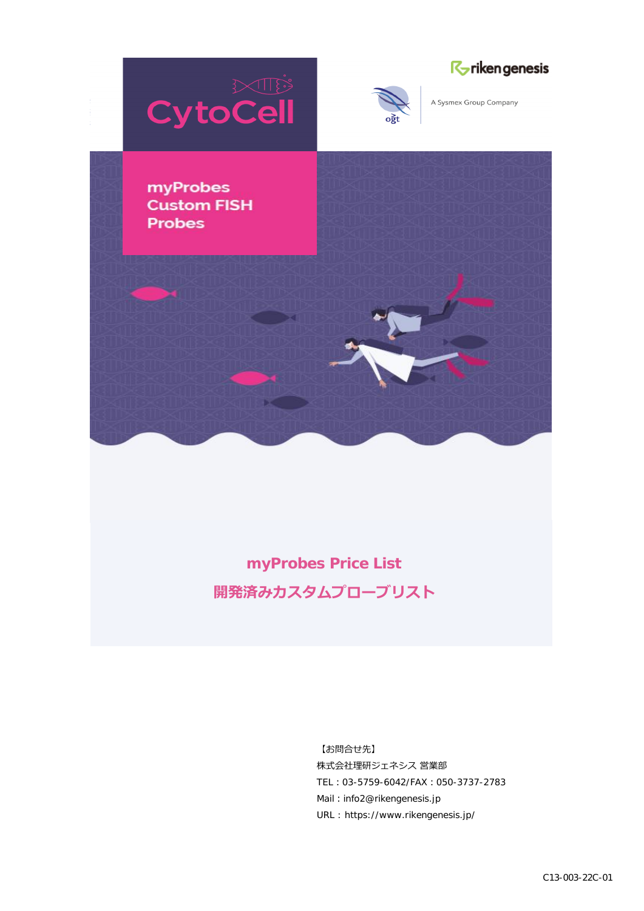CytoCell

rikengenesis

ogt | A Sysmex Group Company

myProbes
Custom FISH
Probes

# myProbes Price List

# 開発済みカスタムプローブリスト

【お問合せ先】
株式会社理研ジェネシス 営業部
TEL：03-5759-6042/FAX：050-3737-2783
Mail：info2@rikengenesis.jp
URL：https://www.rikengenesis.jp/

C13-003-22C-01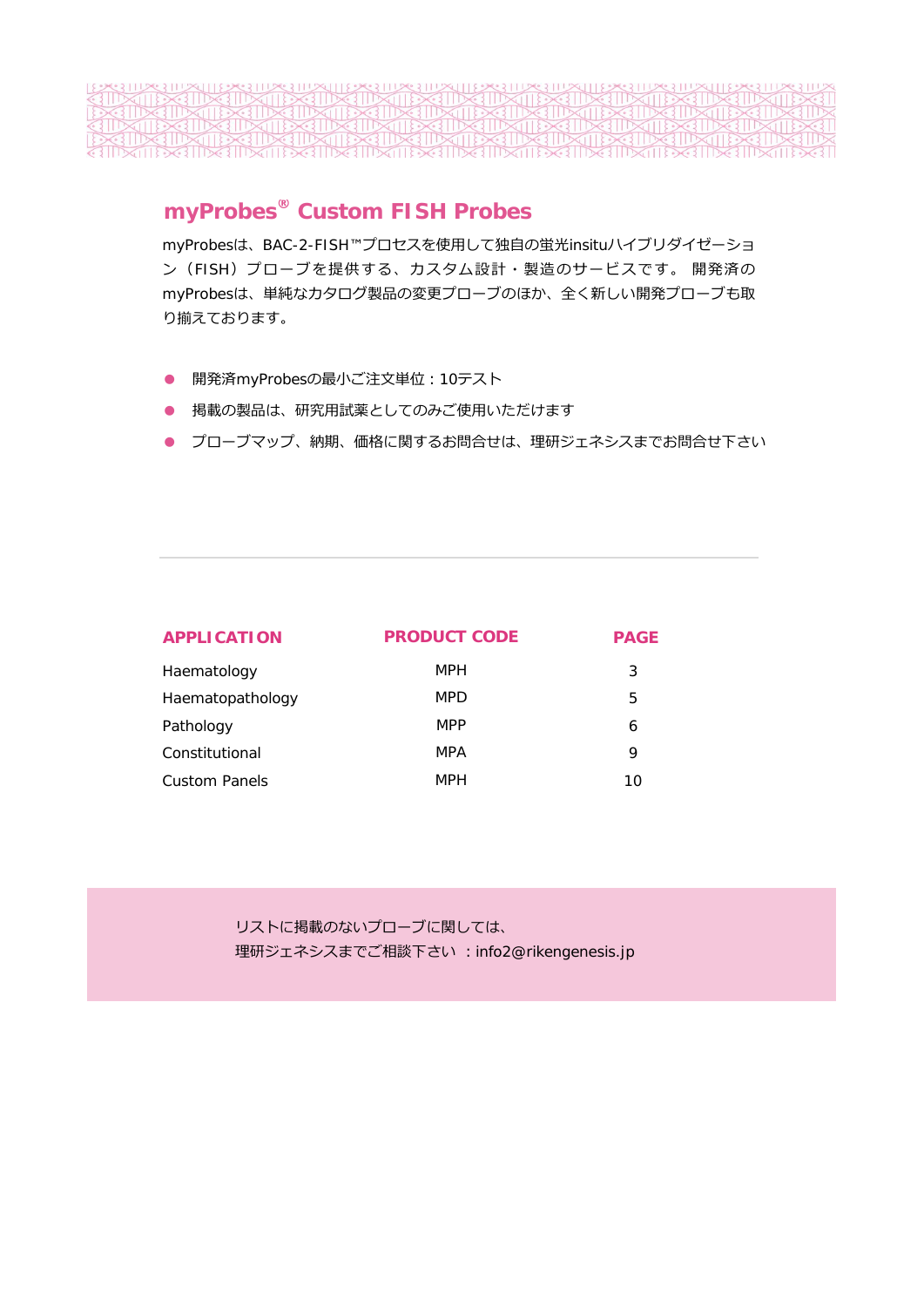## myProbes® Custom FISH Probes

myProbesは、BAC-2-FISH™プロセスを使用して独自の蛍光insituハイブリダイゼーション（FISH）プローブを提供する、カスタム設計・製造のサービスです。 開発済のmyProbesは、単純なカタログ製品の変更プローブのほか、全く新しい開発プローブも取り揃えております。

- 開発済myProbesの最小ご注文単位：10テスト
- 掲載の製品は、研究用試薬としてのみご使用いただけます
- プローブマップ、納期、価格に関するお問合せは、理研ジェネシスまでお問合せ下さい

---

| APPLICATION | PRODUCT CODE | PAGE |
| --- | --- | --- |
| Haematology | MPH | 3 |
| Haematopathology | MPD | 5 |
| Pathology | MPP | 6 |
| Constitutional | MPA | 9 |
| Custom Panels | MPH | 10 |

リストに掲載のないプローブに関しては、
理研ジェネシスまでご相談下さい ：info2@rikengenesis.jp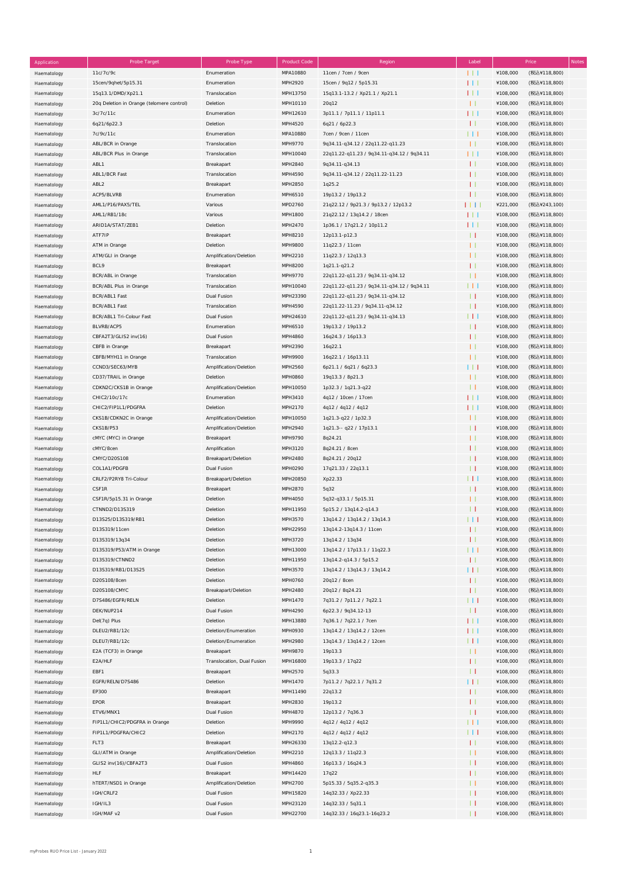| Application | Probe Target | Probe Type | Product Code | Region | Label | Price | | Notes |
|---|---|---|---|---|---|---|---|---|
| Haematology | 11c/7c/9c | Enumeration | MPA10880 | 11cen / 7cen / 9cen | | ¥108,000 | (税込¥118,800) | |
| Haematology | 15cen/9qhet/5p15.31 | Enumeration | MPH2920 | 15cen / 9q12 / 5p15.31 | | ¥108,000 | (税込¥118,800) | |
| Haematology | 15q13.1/DMD/Xp21.1 | Translocation | MPH13750 | 15q13.1-13.2 / Xp21.1 / Xp21.1 | | ¥108,000 | (税込¥118,800) | |
| Haematology | 20q Deletion in Orange (telomere control) | Deletion | MPH10110 | 20q12 | | ¥108,000 | (税込¥118,800) | |
| Haematology | 3c/7c/11c | Enumeration | MPH12610 | 3p11.1 / 7p11.1 / 11p11.1 | | ¥108,000 | (税込¥118,800) | |
| Haematology | 6q21/6p22.3 | Deletion | MPH4520 | 6q21 / 6p22.3 | | ¥108,000 | (税込¥118,800) | |
| Haematology | 7c/9c/11c | Enumeration | MPA10880 | 7cen / 9cen / 11cen | | ¥108,000 | (税込¥118,800) | |
| Haematology | ABL/BCR in Orange | Translocation | MPH9770 | 9q34.11-q34.12 / 22q11.22-q11.23 | | ¥108,000 | (税込¥118,800) | |
| Haematology | ABL/BCR Plus in Orange | Translocation | MPH10040 | 22q11.22-q11.23 / 9q34.11-q34.12 / 9q34.11 | | ¥108,000 | (税込¥118,800) | |
| Haematology | ABL1 | Breakapart | MPH2840 | 9q34.11-q34.13 | | ¥108,000 | (税込¥118,800) | |
| Haematology | ABL1/BCR Fast | Translocation | MPH4590 | 9q34.11-q34.12 / 22q11.22-11.23 | | ¥108,000 | (税込¥118,800) | |
| Haematology | ABL2 | Breakapart | MPH2850 | 1q25.2 | | ¥108,000 | (税込¥118,800) | |
| Haematology | ACP5/BLVRB | Enumeration | MPH6510 | 19p13.2 / 19p13.2 | | ¥108,000 | (税込¥118,800) | |
| Haematology | AML1/P16/PAX5/TEL | Various | MPD2760 | 21q22.12 / 9p21.3 / 9p13.2 / 12p13.2 | | ¥221,000 | (税込¥243,100) | |
| Haematology | AML1/RB1/18c | Various | MPH1800 | 21q22.12 / 13q14.2 / 18cen | | ¥108,000 | (税込¥118,800) | |
| Haematology | ARID1A/STAT/ZEB1 | Deletion | MPH2470 | 1p36.1 / 17q21.2 / 10p11.2 | | ¥108,000 | (税込¥118,800) | |
| Haematology | ATF7IP | Breakapart | MPH8210 | 12p13.1-p12.3 | | ¥108,000 | (税込¥118,800) | |
| Haematology | ATM in Orange | Deletion | MPH9800 | 11q22.3 / 11cen | | ¥108,000 | (税込¥118,800) | |
| Haematology | ATM/GLI in Orange | Amplification/Deletion | MPH2210 | 11q22.3 / 12q13.3 | | ¥108,000 | (税込¥118,800) | |
| Haematology | BCL9 | Breakapart | MPH8200 | 1q21.1-q21.2 | | ¥108,000 | (税込¥118,800) | |
| Haematology | BCR/ABL in Orange | Translocation | MPH9770 | 22q11.22-q11.23 / 9q34.11-q34.12 | | ¥108,000 | (税込¥118,800) | |
| Haematology | BCR/ABL Plus in Orange | Translocation | MPH10040 | 22q11.22-q11.23 / 9q34.11-q34.12 / 9q34.11 | | ¥108,000 | (税込¥118,800) | |
| Haematology | BCR/ABL1 Fast | Dual Fusion | MPH23390 | 22q11.22-q11.23 / 9q34.11-q34.12 | | ¥108,000 | (税込¥118,800) | |
| Haematology | BCR/ABL1 Fast | Translocation | MPH4590 | 22q11.22-11.23 / 9q34.11-q34.12 | | ¥108,000 | (税込¥118,800) | |
| Haematology | BCR/ABL1 Tri-Colour Fast | Dual Fusion | MPH24610 | 22q11.22-q11.23 / 9q34.11-q34.13 | | ¥108,000 | (税込¥118,800) | |
| Haematology | BLVRB/ACP5 | Enumeration | MPH6510 | 19p13.2 / 19p13.2 | | ¥108,000 | (税込¥118,800) | |
| Haematology | CBFA2T3/GLIS2 inv(16) | Dual Fusion | MPH4860 | 16q24.3 / 16p13.3 | | ¥108,000 | (税込¥118,800) | |
| Haematology | CBFB in Orange | Breakapart | MPH2390 | 16q22.1 | | ¥108,000 | (税込¥118,800) | |
| Haematology | CBFB/MYH11 in Orange | Translocation | MPH9900 | 16q22.1 / 16p13.11 | | ¥108,000 | (税込¥118,800) | |
| Haematology | CCND3/SEC63/MYB | Amplification/Deletion | MPH2560 | 6p21.1 / 6q21 / 6q23.3 | | ¥108,000 | (税込¥118,800) | |
| Haematology | CD37/TRAIL in Orange | Deletion | MPH0860 | 19q13.3 / 8p21.3 | | ¥108,000 | (税込¥118,800) | |
| Haematology | CDKN2C/CKS1B in Orange | Amplification/Deletion | MPH10050 | 1p32.3 / 1q21.3-q22 | | ¥108,000 | (税込¥118,800) | |
| Haematology | CHIC2/10c/17c | Enumeration | MPH3410 | 4q12 / 10cen / 17cen | | ¥108,000 | (税込¥118,800) | |
| Haematology | CHIC2/FIP1L1/PDGFRA | Deletion | MPH2170 | 4q12 / 4q12 / 4q12 | | ¥108,000 | (税込¥118,800) | |
| Haematology | CKS1B/CDKN2C in Orange | Amplification/Deletion | MPH10050 | 1q21.3-q22 / 1p32.3 | | ¥108,000 | (税込¥118,800) | |
| Haematology | CKS1B/P53 | Amplification/Deletion | MPH2940 | 1q21.3-- q22 / 17p13.1 | | ¥108,000 | (税込¥118,800) | |
| Haematology | cMYC (MYC) in Orange | Breakapart | MPH9790 | 8q24.21 | | ¥108,000 | (税込¥118,800) | |
| Haematology | cMYC/8cen | Amplification | MPH3120 | 8q24.21 / 8cen | | ¥108,000 | (税込¥118,800) | |
| Haematology | CMYC/D20S108 | Breakapart/Deletion | MPH2480 | 8q24.21 / 20q12 | | ¥108,000 | (税込¥118,800) | |
| Haematology | COL1A1/PDGFB | Dual Fusion | MPH0290 | 17q21.33 / 22q13.1 | | ¥108,000 | (税込¥118,800) | |
| Haematology | CRLF2/P2RY8 Tri-Colour | Breakapart/Deletion | MPH20850 | Xp22.33 | | ¥108,000 | (税込¥118,800) | |
| Haematology | CSF1R | Breakapart | MPH2870 | 5q32 | | ¥108,000 | (税込¥118,800) | |
| Haematology | CSF1R/5p15.31 in Orange | Deletion | MPH4050 | 5q32-q33.1 / 5p15.31 | | ¥108,000 | (税込¥118,800) | |
| Haematology | CTNND2/D13S319 | Deletion | MPH11950 | 5p15.2 / 13q14.2-q14.3 | | ¥108,000 | (税込¥118,800) | |
| Haematology | D13S25/D13S319/RB1 | Deletion | MPH3570 | 13q14.2 / 13q14.2 / 13q14.3 | | ¥108,000 | (税込¥118,800) | |
| Haematology | D13S319/11cen | Deletion | MPH22950 | 13q14.2-13q14.3 / 11cen | | ¥108,000 | (税込¥118,800) | |
| Haematology | D13S319/13q34 | Deletion | MPH3720 | 13q14.2 / 13q34 | | ¥108,000 | (税込¥118,800) | |
| Haematology | D13S319/P53/ATM in Orange | Deletion | MPH13000 | 13q14.2 / 17p13.1 / 11q22.3 | | ¥108,000 | (税込¥118,800) | |
| Haematology | D13S319/CTNND2 | Deletion | MPH11950 | 13q14.2-q14.3 / 5p15.2 | | ¥108,000 | (税込¥118,800) | |
| Haematology | D13S319/RB1/D13S25 | Deletion | MPH3570 | 13q14.2 / 13q14.3 / 13q14.2 | | ¥108,000 | (税込¥118,800) | |
| Haematology | D20S108/8cen | Deletion | MPH0760 | 20q12 / 8cen | | ¥108,000 | (税込¥118,800) | |
| Haematology | D20S108/CMYC | Breakapart/Deletion | MPH2480 | 20q12 / 8q24.21 | | ¥108,000 | (税込¥118,800) | |
| Haematology | D7S486/EGFR/RELN | Deletion | MPH1470 | 7q31.2 / 7p11.2 / 7q22.1 | | ¥108,000 | (税込¥118,800) | |
| Haematology | DEK/NUP214 | Dual Fusion | MPH4290 | 6p22.3 / 9q34.12-13 | | ¥108,000 | (税込¥118,800) | |
| Haematology | Del(7q) Plus | Deletion | MPH13880 | 7q36.1 / 7q22.1 / 7cen | | ¥108,000 | (税込¥118,800) | |
| Haematology | DLEU2/RB1/12c | Deletion/Enumeration | MPH0930 | 13q14.2 / 13q14.2 / 12cen | | ¥108,000 | (税込¥118,800) | |
| Haematology | DLEU7/RB1/12c | Deletion/Enumeration | MPH2980 | 13q14.3 / 13q14.2 / 12cen | | ¥108,000 | (税込¥118,800) | |
| Haematology | E2A (TCF3) in Orange | Breakapart | MPH9870 | 19p13.3 | | ¥108,000 | (税込¥118,800) | |
| Haematology | E2A/HLF | Translocation, Dual Fusion | MPH16800 | 19p13.3 / 17q22 | | ¥108,000 | (税込¥118,800) | |
| Haematology | EBF1 | Breakapart | MPH2570 | 5q33.3 | | ¥108,000 | (税込¥118,800) | |
| Haematology | EGFR/RELN/D7S486 | Deletion | MPH1470 | 7p11.2 / 7q22.1 / 7q31.2 | | ¥108,000 | (税込¥118,800) | |
| Haematology | EP300 | Breakapart | MPH11490 | 22q13.2 | | ¥108,000 | (税込¥118,800) | |
| Haematology | EPOR | Breakapart | MPH2830 | 19p13.2 | | ¥108,000 | (税込¥118,800) | |
| Haematology | ETV6/MNX1 | Dual Fusion | MPH4870 | 12p13.2 / 7q36.3 | | ¥108,000 | (税込¥118,800) | |
| Haematology | FIP1L1/CHIC2/PDGFRA in Orange | Deletion | MPH9990 | 4q12 / 4q12 / 4q12 | | ¥108,000 | (税込¥118,800) | |
| Haematology | FIP1L1/PDGFRA/CHIC2 | Deletion | MPH2170 | 4q12 / 4q12 / 4q12 | | ¥108,000 | (税込¥118,800) | |
| Haematology | FLT3 | Breakapart | MPH26330 | 13q12.2-q12.3 | | ¥108,000 | (税込¥118,800) | |
| Haematology | GLI/ATM in Orange | Amplification/Deletion | MPH2210 | 12q13.3 / 11q22.3 | | ¥108,000 | (税込¥118,800) | |
| Haematology | GLIS2 inv(16)/CBFA2T3 | Dual Fusion | MPH4860 | 16p13.3 / 16q24.3 | | ¥108,000 | (税込¥118,800) | |
| Haematology | HLF | Breakapart | MPH14420 | 17q22 | | ¥108,000 | (税込¥118,800) | |
| Haematology | hTERT/NSD1 in Orange | Amplification/Deletion | MPH2700 | 5p15.33 / 5q35.2-q35.3 | | ¥108,000 | (税込¥118,800) | |
| Haematology | IGH/CRLF2 | Dual Fusion | MPH15820 | 14q32.33 / Xp22.33 | | ¥108,000 | (税込¥118,800) | |
| Haematology | IGH/IL3 | Dual Fusion | MPH23120 | 14q32.33 / 5q31.1 | | ¥108,000 | (税込¥118,800) | |
| Haematology | IGH/MAF v2 | Dual Fusion | MPH22700 | 14q32.33 / 16q23.1-16q23.2 | | ¥108,000 | (税込¥118,800) | |

myProbes RUO Price List - January 2022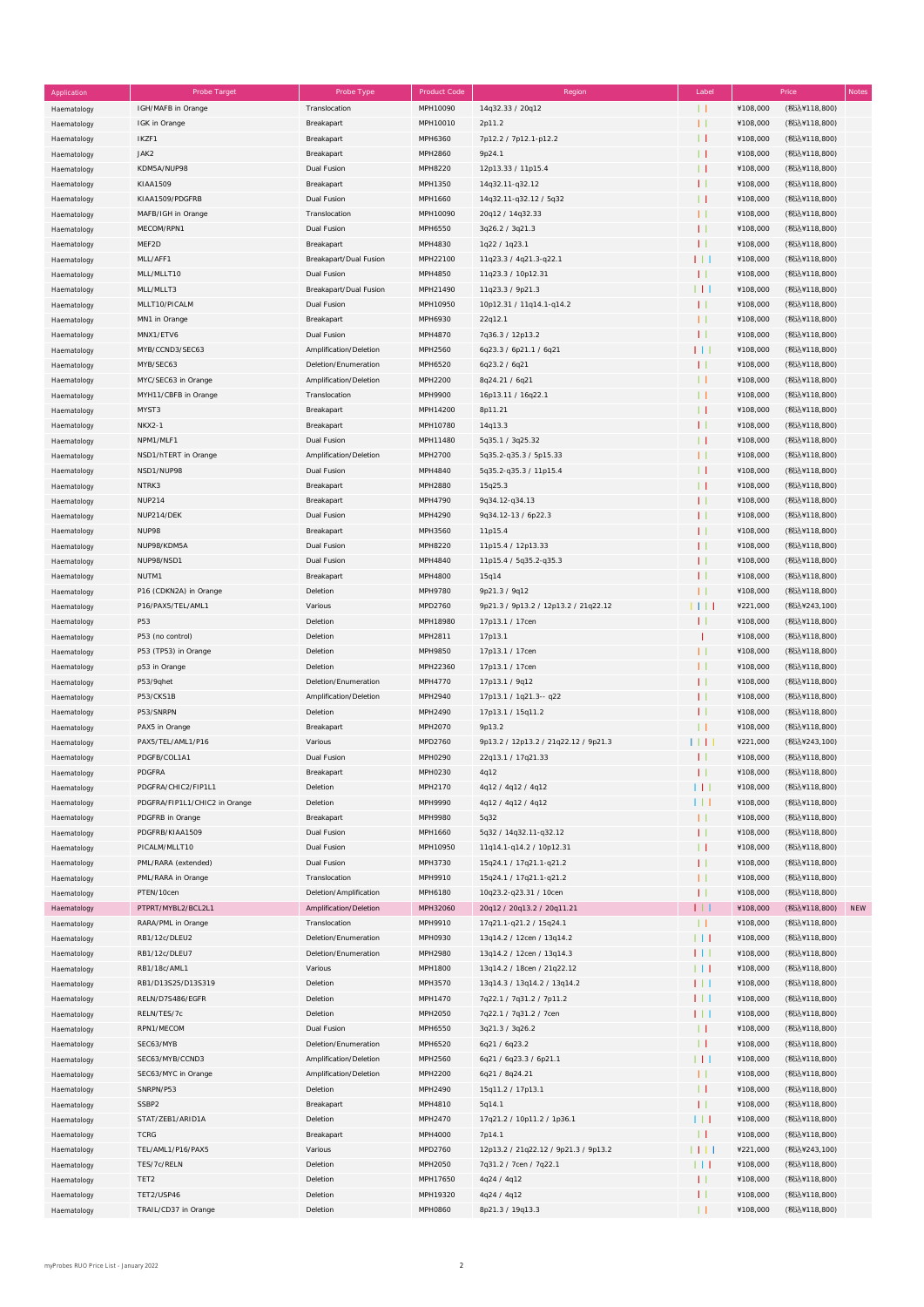| Application | Probe Target | Probe Type | Product Code | Region | Label | Price | | Notes |
|---|---|---|---|---|---|---|---|---|
| Haematology | IGH/MAFB in Orange | Translocation | MPH10090 | 14q32.33 / 20q12 | | ¥108,000 | (税込¥118,800) | |
| Haematology | IGK in Orange | Breakapart | MPH10010 | 2p11.2 | | ¥108,000 | (税込¥118,800) | |
| Haematology | IKZF1 | Breakapart | MPH6360 | 7p12.2 / 7p12.1-p12.2 | | ¥108,000 | (税込¥118,800) | |
| Haematology | JAK2 | Breakapart | MPH2860 | 9p24.1 | | ¥108,000 | (税込¥118,800) | |
| Haematology | KDM5A/NUP98 | Dual Fusion | MPH8220 | 12p13.33 / 11p15.4 | | ¥108,000 | (税込¥118,800) | |
| Haematology | KIAA1509 | Breakapart | MPH1350 | 14q32.11-q32.12 | | ¥108,000 | (税込¥118,800) | |
| Haematology | KIAA1509/PDGFRB | Dual Fusion | MPH1660 | 14q32.11-q32.12 / 5q32 | | ¥108,000 | (税込¥118,800) | |
| Haematology | MAFB/IGH in Orange | Translocation | MPH10090 | 20q12 / 14q32.33 | | ¥108,000 | (税込¥118,800) | |
| Haematology | MECOM/RPN1 | Dual Fusion | MPH6550 | 3q26.2 / 3q21.3 | | ¥108,000 | (税込¥118,800) | |
| Haematology | MEF2D | Breakapart | MPH4830 | 1q22 / 1q23.1 | | ¥108,000 | (税込¥118,800) | |
| Haematology | MLL/AFF1 | Breakapart/Dual Fusion | MPH22100 | 11q23.3 / 4q21.3-q22.1 | | ¥108,000 | (税込¥118,800) | |
| Haematology | MLL/MLLT10 | Dual Fusion | MPH4850 | 11q23.3 / 10p12.31 | | ¥108,000 | (税込¥118,800) | |
| Haematology | MLL/MLLT3 | Breakapart/Dual Fusion | MPH21490 | 11q23.3 / 9p21.3 | | ¥108,000 | (税込¥118,800) | |
| Haematology | MLLT10/PICALM | Dual Fusion | MPH10950 | 10p12.31 / 11q14.1-q14.2 | | ¥108,000 | (税込¥118,800) | |
| Haematology | MN1 in Orange | Breakapart | MPH6930 | 22q12.1 | | ¥108,000 | (税込¥118,800) | |
| Haematology | MNX1/ETV6 | Dual Fusion | MPH4870 | 7q36.3 / 12p13.2 | | ¥108,000 | (税込¥118,800) | |
| Haematology | MYB/CCND3/SEC63 | Amplification/Deletion | MPH2560 | 6q23.3 / 6p21.1 / 6q21 | | ¥108,000 | (税込¥118,800) | |
| Haematology | MYB/SEC63 | Deletion/Enumeration | MPH6520 | 6q23.2 / 6q21 | | ¥108,000 | (税込¥118,800) | |
| Haematology | MYC/SEC63 in Orange | Amplification/Deletion | MPH2200 | 8q24.21 / 6q21 | | ¥108,000 | (税込¥118,800) | |
| Haematology | MYH11/CBFB in Orange | Translocation | MPH9900 | 16p13.11 / 16q22.1 | | ¥108,000 | (税込¥118,800) | |
| Haematology | MYST3 | Breakapart | MPH14200 | 8p11.21 | | ¥108,000 | (税込¥118,800) | |
| Haematology | NKX2-1 | Breakapart | MPH10780 | 14q13.3 | | ¥108,000 | (税込¥118,800) | |
| Haematology | NPM1/MLF1 | Dual Fusion | MPH11480 | 5q35.1 / 3q25.32 | | ¥108,000 | (税込¥118,800) | |
| Haematology | NSD1/hTERT in Orange | Amplification/Deletion | MPH2700 | 5q35.2-q35.3 / 5p15.33 | | ¥108,000 | (税込¥118,800) | |
| Haematology | NSD1/NUP98 | Dual Fusion | MPH4840 | 5q35.2-q35.3 / 11p15.4 | | ¥108,000 | (税込¥118,800) | |
| Haematology | NTRK3 | Breakapart | MPH2880 | 15q25.3 | | ¥108,000 | (税込¥118,800) | |
| Haematology | NUP214 | Breakapart | MPH4790 | 9q34.12-q34.13 | | ¥108,000 | (税込¥118,800) | |
| Haematology | NUP214/DEK | Dual Fusion | MPH4290 | 9q34.12-13 / 6p22.3 | | ¥108,000 | (税込¥118,800) | |
| Haematology | NUP98 | Breakapart | MPH3560 | 11p15.4 | | ¥108,000 | (税込¥118,800) | |
| Haematology | NUP98/KDM5A | Dual Fusion | MPH8220 | 11p15.4 / 12p13.33 | | ¥108,000 | (税込¥118,800) | |
| Haematology | NUP98/NSD1 | Dual Fusion | MPH4840 | 11p15.4 / 5q35.2-q35.3 | | ¥108,000 | (税込¥118,800) | |
| Haematology | NUTM1 | Breakapart | MPH4800 | 15q14 | | ¥108,000 | (税込¥118,800) | |
| Haematology | P16 (CDKN2A) in Orange | Deletion | MPH9780 | 9p21.3 / 9q12 | | ¥108,000 | (税込¥118,800) | |
| Haematology | P16/PAX5/TEL/AML1 | Various | MPD2760 | 9p21.3 / 9p13.2 / 12p13.2 / 21q22.12 | | ¥221,000 | (税込¥243,100) | |
| Haematology | P53 | Deletion | MPH18980 | 17p13.1 / 17cen | | ¥108,000 | (税込¥118,800) | |
| Haematology | P53 (no control) | Deletion | MPH2811 | 17p13.1 | | ¥108,000 | (税込¥118,800) | |
| Haematology | P53 (TP53) in Orange | Deletion | MPH9850 | 17p13.1 / 17cen | | ¥108,000 | (税込¥118,800) | |
| Haematology | p53 in Orange | Deletion | MPH22360 | 17p13.1 / 17cen | | ¥108,000 | (税込¥118,800) | |
| Haematology | P53/9qhet | Deletion/Enumeration | MPH4770 | 17p13.1 / 9q12 | | ¥108,000 | (税込¥118,800) | |
| Haematology | P53/CKS1B | Amplification/Deletion | MPH2940 | 17p13.1 / 1q21.3-- q22 | | ¥108,000 | (税込¥118,800) | |
| Haematology | P53/SNRPN | Deletion | MPH2490 | 17p13.1 / 15q11.2 | | ¥108,000 | (税込¥118,800) | |
| Haematology | PAX5 in Orange | Breakapart | MPH2070 | 9p13.2 | | ¥108,000 | (税込¥118,800) | |
| Haematology | PAX5/TEL/AML1/P16 | Various | MPD2760 | 9p13.2 / 12p13.2 / 21q22.12 / 9p21.3 | | ¥221,000 | (税込¥243,100) | |
| Haematology | PDGFB/COL1A1 | Dual Fusion | MPH0290 | 22q13.1 / 17q21.33 | | ¥108,000 | (税込¥118,800) | |
| Haematology | PDGFRA | Breakapart | MPH0230 | 4q12 | | ¥108,000 | (税込¥118,800) | |
| Haematology | PDGFRA/CHIC2/FIP1L1 | Deletion | MPH2170 | 4q12 / 4q12 / 4q12 | | ¥108,000 | (税込¥118,800) | |
| Haematology | PDGFRA/FIP1L1/CHIC2 in Orange | Deletion | MPH9990 | 4q12 / 4q12 / 4q12 | | ¥108,000 | (税込¥118,800) | |
| Haematology | PDGFRB in Orange | Breakapart | MPH9980 | 5q32 | | ¥108,000 | (税込¥118,800) | |
| Haematology | PDGFRB/KIAA1509 | Dual Fusion | MPH1660 | 5q32 / 14q32.11-q32.12 | | ¥108,000 | (税込¥118,800) | |
| Haematology | PICALM/MLLT10 | Dual Fusion | MPH10950 | 11q14.1-q14.2 / 10p12.31 | | ¥108,000 | (税込¥118,800) | |
| Haematology | PML/RARA (extended) | Dual Fusion | MPH3730 | 15q24.1 / 17q21.1-q21.2 | | ¥108,000 | (税込¥118,800) | |
| Haematology | PML/RARA in Orange | Translocation | MPH9910 | 15q24.1 / 17q21.1-q21.2 | | ¥108,000 | (税込¥118,800) | |
| Haematology | PTEN/10cen | Deletion/Amplification | MPH6180 | 10q23.2-q23.31 / 10cen | | ¥108,000 | (税込¥118,800) | |
| Haematology | PTPRT/MYBL2/BCL2L1 | Amplification/Deletion | MPH32060 | 20q12 / 20q13.2 / 20q11.21 | | ¥108,000 | (税込¥118,800) | NEW |
| Haematology | RARA/PML in Orange | Translocation | MPH9910 | 17q21.1-q21.2 / 15q24.1 | | ¥108,000 | (税込¥118,800) | |
| Haematology | RB1/12c/DLEU2 | Deletion/Enumeration | MPH0930 | 13q14.2 / 12cen / 13q14.2 | | ¥108,000 | (税込¥118,800) | |
| Haematology | RB1/12c/DLEU7 | Deletion/Enumeration | MPH2980 | 13q14.2 / 12cen / 13q14.3 | | ¥108,000 | (税込¥118,800) | |
| Haematology | RB1/18c/AML1 | Various | MPH1800 | 13q14.2 / 18cen / 21q22.12 | | ¥108,000 | (税込¥118,800) | |
| Haematology | RB1/D13S25/D13S319 | Deletion | MPH3570 | 13q14.3 / 13q14.2 / 13q14.2 | | ¥108,000 | (税込¥118,800) | |
| Haematology | RELN/D7S486/EGFR | Deletion | MPH1470 | 7q22.1 / 7q31.2 / 7p11.2 | | ¥108,000 | (税込¥118,800) | |
| Haematology | RELN/TES/7c | Deletion | MPH2050 | 7q22.1 / 7q31.2 / 7cen | | ¥108,000 | (税込¥118,800) | |
| Haematology | RPN1/MECOM | Dual Fusion | MPH6550 | 3q21.3 / 3q26.2 | | ¥108,000 | (税込¥118,800) | |
| Haematology | SEC63/MYB | Deletion/Enumeration | MPH6520 | 6q21 / 6q23.2 | | ¥108,000 | (税込¥118,800) | |
| Haematology | SEC63/MYB/CCND3 | Amplification/Deletion | MPH2560 | 6q21 / 6q23.3 / 6p21.1 | | ¥108,000 | (税込¥118,800) | |
| Haematology | SEC63/MYC in Orange | Amplification/Deletion | MPH2200 | 6q21 / 8q24.21 | | ¥108,000 | (税込¥118,800) | |
| Haematology | SNRPN/P53 | Deletion | MPH2490 | 15q11.2 / 17p13.1 | | ¥108,000 | (税込¥118,800) | |
| Haematology | SSBP2 | Breakapart | MPH4810 | 5q14.1 | | ¥108,000 | (税込¥118,800) | |
| Haematology | STAT/ZEB1/ARID1A | Deletion | MPH2470 | 17q21.2 / 10p11.2 / 1p36.1 | | ¥108,000 | (税込¥118,800) | |
| Haematology | TCRG | Breakapart | MPH4000 | 7p14.1 | | ¥108,000 | (税込¥118,800) | |
| Haematology | TEL/AML1/P16/PAX5 | Various | MPD2760 | 12p13.2 / 21q22.12 / 9p21.3 / 9p13.2 | | ¥221,000 | (税込¥243,100) | |
| Haematology | TES/7c/RELN | Deletion | MPH2050 | 7q31.2 / 7cen / 7q22.1 | | ¥108,000 | (税込¥118,800) | |
| Haematology | TET2 | Deletion | MPH17650 | 4q24 / 4q12 | | ¥108,000 | (税込¥118,800) | |
| Haematology | TET2/USP46 | Deletion | MPH19320 | 4q24 / 4q12 | | ¥108,000 | (税込¥118,800) | |
| Haematology | TRAIL/CD37 in Orange | Deletion | MPH0860 | 8p21.3 / 19q13.3 | | ¥108,000 | (税込¥118,800) | |

myProbes RUO Price List - January 2022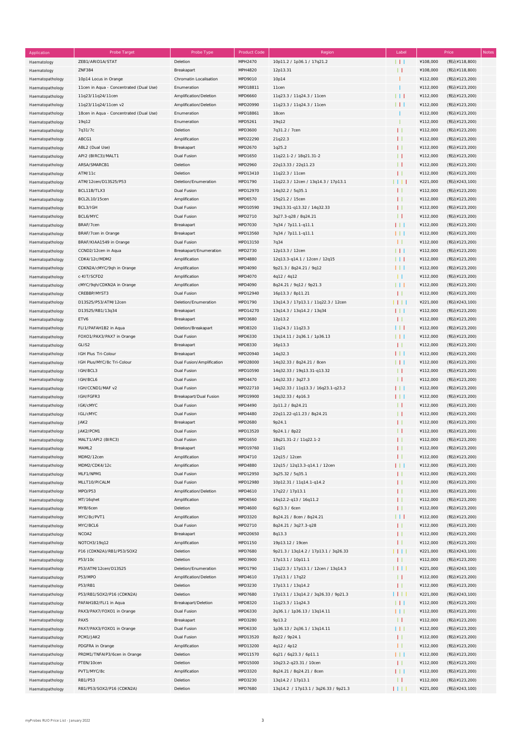| Application | Probe Target | Probe Type | Product Code | Region | Label | Price | | Notes |
|---|---|---|---|---|---|---|---|---|
| Haematology | ZEB1/ARID1A/STAT | Deletion | MPH2470 | 10p11.2 / 1p36.1 / 17q21.2 | | ¥108,000 | (税込¥118,800) | |
| Haematology | ZNF384 | Breakapart | MPH4820 | 12p13.31 | | ¥108,000 | (税込¥118,800) | |
| Haematopathology | 10p14 Locus in Orange | Chromatin Localisation | MPD9010 | 10p14 | | ¥112,000 | (税込¥123,200) | |
| Haematopathology | 11cen in Aqua - Concentrated (Dual Use) | Enumeration | MPD18811 | 11cen | | ¥112,000 | (税込¥123,200) | |
| Haematopathology | 11q23/11q24/11cen | Amplification/Deletion | MPD6660 | 11q23.3 / 11q24.3 / 11cen | | ¥112,000 | (税込¥123,200) | |
| Haematopathology | 11q23/11q24/11cen v2 | Amplification/Deletion | MPD20990 | 11q23.3 / 11q24.3 / 11cen | | ¥112,000 | (税込¥123,200) | |
| Haematopathology | 18cen in Aqua - Concentrated (Dual Use) | Enumeration | MPD18861 | 18cen | | ¥112,000 | (税込¥123,200) | |
| Haematopathology | 19q12 | Enumeration | MPD5261 | 19q12 | | ¥112,000 | (税込¥123,200) | |
| Haematopathology | 7q31/7c | Deletion | MPD3600 | 7q31.2 / 7cen | | ¥112,000 | (税込¥123,200) | |
| Haematopathology | ABCG1 | Amplification | MPD22290 | 21q22.3 | | ¥112,000 | (税込¥123,200) | |
| Haematopathology | ABL2 (Dual Use) | Breakapart | MPD2670 | 1q25.2 | | ¥112,000 | (税込¥123,200) | |
| Haematopathology | API2 (BIRC3)/MALT1 | Dual Fusion | MPD1650 | 11q22.1-2 / 18q21.31-2 | | ¥112,000 | (税込¥123,200) | |
| Haematopathology | ARSA/SMARCB1 | Deletion | MPD2960 | 22q13.33 / 22q11.23 | | ¥112,000 | (税込¥123,200) | |
| Haematopathology | ATM/11c | Deletion | MPD13410 | 11q22.3 / 11cen | | ¥112,000 | (税込¥123,200) | |
| Haematopathology | ATM/12cen/D13S25/P53 | Deletion/Enumeration | MPD1790 | 11q22.3 / 12cen / 13q14.3 / 17p13.1 | | ¥221,000 | (税込¥243,100) | |
| Haematopathology | BCL11B/TLX3 | Dual Fusion | MPD12970 | 14q32.2 / 5q35.1 | | ¥112,000 | (税込¥123,200) | |
| Haematopathology | BCL2L10/15cen | Amplification | MPD6570 | 15q21.2 / 15cen | | ¥112,000 | (税込¥123,200) | |
| Haematopathology | BCL3/IGH | Dual Fusion | MPD10590 | 19q13.31-q13.32 / 14q32.33 | | ¥112,000 | (税込¥123,200) | |
| Haematopathology | BCL6/MYC | Dual Fusion | MPD2710 | 3q27.3-q28 / 8q24.21 | | ¥112,000 | (税込¥123,200) | |
| Haematopathology | BRAF/7cen | Breakapart | MPD7030 | 7q34 / 7p11.1-q11.1 | | ¥112,000 | (税込¥123,200) | |
| Haematopathology | BRAF/7cen in Orange | Breakapart | MPD13560 | 7q34 / 7p11.1-q11.1 | | ¥112,000 | (税込¥123,200) | |
| Haematopathology | BRAF/KIAA1549 in Orange | Dual Fusion | MPD13150 | 7q34 | | ¥112,000 | (税込¥123,200) | |
| Haematopathology | CCND2/12cen in Aqua | Breakapart/Enumeration | MPD2730 | 12p13.3 / 12cen | | ¥112,000 | (税込¥123,200) | |
| Haematopathology | CDK4/12c/MDM2 | Amplification | MPD4880 | 12q13.3-q14.1 / 12cen / 12q15 | | ¥112,000 | (税込¥123,200) | |
| Haematopathology | CDKN2A/cMYC/9qh in Orange | Amplification | MPD4090 | 9p21.3 / 8q24.21 / 9q12 | | ¥112,000 | (税込¥123,200) | |
| Haematopathology | c-KIT/SCFD2 | Amplification | MPD4070 | 4q12 / 4q12 | | ¥112,000 | (税込¥123,200) | |
| Haematopathology | cMYC/9qh/CDKN2A in Orange | Amplification | MPD4090 | 8q24.21 / 9q12 / 9p21.3 | | ¥112,000 | (税込¥123,200) | |
| Haematopathology | CREBBP/MYST3 | Dual Fusion | MPD12940 | 16p13.3 / 8p11.21 | | ¥112,000 | (税込¥123,200) | |
| Haematopathology | D13S25/P53/ATM/12cen | Deletion/Enumeration | MPD1790 | 13q14.3 / 17p13.1 / 11q22.3 / 12cen | | ¥221,000 | (税込¥243,100) | |
| Haematopathology | D13S25/RB1/13q34 | Breakapart | MPD14270 | 13q14.3 / 13q14.2 / 13q34 | | ¥112,000 | (税込¥123,200) | |
| Haematopathology | ETV6 | Breakapart | MPD3680 | 12p13.2 | | ¥112,000 | (税込¥123,200) | |
| Haematopathology | FLI1/PAFAH1B2 in Aqua | Deletion/Breakapart | MPD8320 | 11q24.3 / 11q23.3 | | ¥112,000 | (税込¥123,200) | |
| Haematopathology | FOXO1/PAX3/PAX7 in Orange | Dual Fusion | MPD6330 | 13q14.11 / 2q36.1 / 1p36.13 | | ¥112,000 | (税込¥123,200) | |
| Haematopathology | GLIS2 | Breakapart | MPD8330 | 16p13.3 | | ¥112,000 | (税込¥123,200) | |
| Haematopathology | IGH Plus Tri-Colour | Breakapart | MPD20940 | 14q32.3 | | ¥112,000 | (税込¥123,200) | |
| Haematopathology | IGH Plus/MYC/8c Tri-Colour | Dual Fusion/Amplification | MPD28000 | 14q32.33 / 8q24.21 / 8cen | | ¥112,000 | (税込¥123,200) | |
| Haematopathology | IGH/BCL3 | Dual Fusion | MPD10590 | 14q32.33 / 19q13.31-q13.32 | | ¥112,000 | (税込¥123,200) | |
| Haematopathology | IGH/BCL6 | Dual Fusion | MPD4470 | 14q32.33 / 3q27.3 | | ¥112,000 | (税込¥123,200) | |
| Haematopathology | IGH/CCND1/MAF v2 | Dual Fusion | MPD22710 | 14q32.33 / 11q13.3 / 16q23.1-q23.2 | | ¥112,000 | (税込¥123,200) | |
| Haematopathology | IGH/FGFR3 | Breakapart/Dual Fusion | MPD19900 | 14q32.33 / 4p16.3 | | ¥112,000 | (税込¥123,200) | |
| Haematopathology | IGK/cMYC | Dual Fusion | MPD4490 | 2p11.2 / 8q24.21 | | ¥112,000 | (税込¥123,200) | |
| Haematopathology | IGL/cMYC | Dual Fusion | MPD4480 | 22q11.22-q11.23 / 8q24.21 | | ¥112,000 | (税込¥123,200) | |
| Haematopathology | JAK2 | Breakapart | MPD2680 | 9p24.1 | | ¥112,000 | (税込¥123,200) | |
| Haematopathology | JAK2/PCM1 | Dual Fusion | MPD13520 | 9p24.1 / 8p22 | | ¥112,000 | (税込¥123,200) | |
| Haematopathology | MALT1/API2 (BIRC3) | Dual Fusion | MPD1650 | 18q21.31-2 / 11q22.1-2 | | ¥112,000 | (税込¥123,200) | |
| Haematopathology | MAML2 | Breakapart | MPD19760 | 11q21 | | ¥112,000 | (税込¥123,200) | |
| Haematopathology | MDM2/12cen | Amplification | MPD4710 | 12q15 / 12cen | | ¥112,000 | (税込¥123,200) | |
| Haematopathology | MDM2/CDK4/12c | Amplification | MPD4880 | 12q15 / 12q13.3-q14.1 / 12cen | | ¥112,000 | (税込¥123,200) | |
| Haematopathology | MLF1/NPM1 | Dual Fusion | MPD12950 | 3q25.32 / 5q35.1 | | ¥112,000 | (税込¥123,200) | |
| Haematopathology | MLLT10/PICALM | Dual Fusion | MPD12980 | 10p12.31 / 11q14.1-q14.2 | | ¥112,000 | (税込¥123,200) | |
| Haematopathology | MPO/P53 | Amplification/Deletion | MPD4610 | 17q22 / 17p13.1 | | ¥112,000 | (税込¥123,200) | |
| Haematopathology | MT/16qhet | Amplification | MPD6560 | 16q12.2-q13 / 16q11.2 | | ¥112,000 | (税込¥123,200) | |
| Haematopathology | MYB/6cen | Deletion | MPD4600 | 6q23.3 / 6cen | | ¥112,000 | (税込¥123,200) | |
| Haematopathology | MYC/8c/PVT1 | Amplification | MPD3320 | 8q24.21 / 8cen / 8q24.21 | | ¥112,000 | (税込¥123,200) | |
| Haematopathology | MYC/BCL6 | Dual Fusion | MPD2710 | 8q24.21 / 3q27.3-q28 | | ¥112,000 | (税込¥123,200) | |
| Haematopathology | NCOA2 | Breakapart | MPD20650 | 8q13.3 | | ¥112,000 | (税込¥123,200) | |
| Haematopathology | NOTCH3/19q12 | Amplification | MPD1150 | 19p13.12 / 19cen | | ¥112,000 | (税込¥123,200) | |
| Haematopathology | P16 (CDKN2A)/RB1/P53/SOX2 | Deletion | MPD7680 | 9p21.3 / 13q14.2 / 17p13.1 / 3q26.33 | | ¥221,000 | (税込¥243,100) | |
| Haematopathology | P53/10c | Deletion | MPD3900 | 17p13.1 / 10p11.1 | | ¥112,000 | (税込¥123,200) | |
| Haematopathology | P53/ATM/12cen/D13S25 | Deletion/Enumeration | MPD1790 | 11q22.3 / 17p13.1 / 12cen / 13q14.3 | | ¥221,000 | (税込¥243,100) | |
| Haematopathology | P53/MPO | Amplification/Deletion | MPD4610 | 17p13.1 / 17q22 | | ¥112,000 | (税込¥123,200) | |
| Haematopathology | P53/RB1 | Deletion | MPD3230 | 17p13.1 / 13q14.2 | | ¥112,000 | (税込¥123,200) | |
| Haematopathology | P53/RB1/SOX2/P16 (CDKN2A) | Deletion | MPD7680 | 17p13.1 / 13q14.2 / 3q26.33 / 9p21.3 | | ¥221,000 | (税込¥243,100) | |
| Haematopathology | PAFAH1B2/FLI1 in Aqua | Breakapart/Deletion | MPD8320 | 11q23.3 / 11q24.3 | | ¥112,000 | (税込¥123,200) | |
| Haematopathology | PAX3/PAX7/FOXO1 in Orange | Dual Fusion | MPD6330 | 2q36.1 / 1p36.13 / 13q14.11 | | ¥112,000 | (税込¥123,200) | |
| Haematopathology | PAX5 | Breakapart | MPD3280 | 9p13.2 | | ¥112,000 | (税込¥123,200) | |
| Haematopathology | PAX7/PAX3/FOXO1 in Orange | Dual Fusion | MPD6330 | 1p36.13 / 2q36.1 / 13q14.11 | | ¥112,000 | (税込¥123,200) | |
| Haematopathology | PCM1/JAK2 | Dual Fusion | MPD13520 | 8p22 / 9p24.1 | | ¥112,000 | (税込¥123,200) | |
| Haematopathology | PDGFRA in Orange | Amplification | MPD13200 | 4q12 / 4p12 | | ¥112,000 | (税込¥123,200) | |
| Haematopathology | PRDM1/TNFAIP3/6cen in Orange | Deletion | MPD11570 | 6q21 / 6q23.3 / 6p11.1 | | ¥112,000 | (税込¥123,200) | |
| Haematopathology | PTEN/10cen | Deletion | MPD15000 | 10q23.2-q23.31 / 10cen | | ¥112,000 | (税込¥123,200) | |
| Haematopathology | PVT1/MYC/8c | Amplification | MPD3320 | 8q24.21 / 8q24.21 / 8cen | | ¥112,000 | (税込¥123,200) | |
| Haematopathology | RB1/P53 | Deletion | MPD3230 | 13q14.2 / 17p13.1 | | ¥112,000 | (税込¥123,200) | |
| Haematopathology | RB1/P53/SOX2/P16 (CDKN2A) | Deletion | MPD7680 | 13q14.2 / 17p13.1 / 3q26.33 / 9p21.3 | | ¥221,000 | (税込¥243,100) | |

myProbes RUO Price List - January 2022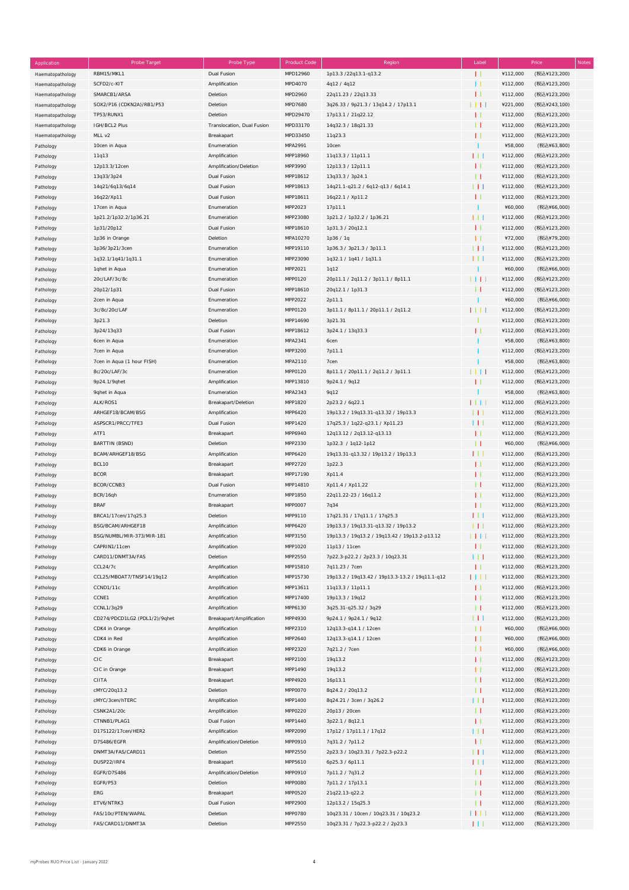| Application | Probe Target | Probe Type | Product Code | Region | Label | Price | | Notes |
|---|---|---|---|---|---|---|---|---|
| Haematopathology | RBM15/MKL1 | Dual Fusion | MPD12960 | 1p13.3 /22q13.1-q13.2 | | ¥112,000 | (税込¥123,200) | |
| Haematopathology | SCFD2/c-KIT | Amplification | MPD4070 | 4q12 / 4q12 | | ¥112,000 | (税込¥123,200) | |
| Haematopathology | SMARCB1/ARSA | Deletion | MPD2960 | 22q11.23 / 22q13.33 | | ¥112,000 | (税込¥123,200) | |
| Haematopathology | SOX2/P16 (CDKN2A)/RB1/P53 | Deletion | MPD7680 | 3q26.33 / 9p21.3 / 13q14.2 / 17p13.1 | | ¥221,000 | (税込¥243,100) | |
| Haematopathology | TP53/RUNX1 | Deletion | MPD29470 | 17p13.1 / 21q22.12 | | ¥112,000 | (税込¥123,200) | |
| Haematopathology | IGH/BCL2 Plus | Translocation, Dual Fusion | MPD33170 | 14q32.3 / 18q21.33 | | ¥112,000 | (税込¥123,200) | |
| Haematopathology | MLL v2 | Breakapart | MPD33450 | 11q23.3 | | ¥112,000 | (税込¥123,200) | |
| Pathology | 10cen in Aqua | Enumeration | MPA2991 | 10cen | | ¥58,000 | (税込¥63,800) | |
| Pathology | 11q13 | Amplification | MPP18960 | 11q13.3 / 11p11.1 | | ¥112,000 | (税込¥123,200) | |
| Pathology | 12p13.3/12cen | Amplification/Deletion | MPP3990 | 12p13.3 / 12p11.1 | | ¥112,000 | (税込¥123,200) | |
| Pathology | 13q33/3p24 | Dual Fusion | MPP18612 | 13q33.3 / 3p24.1 | | ¥112,000 | (税込¥123,200) | |
| Pathology | 14q21/6q13/6q14 | Dual Fusion | MPP18613 | 14q21.1-q21.2 / 6q12-q13 / 6q14.1 | | ¥112,000 | (税込¥123,200) | |
| Pathology | 16q22/Xp11 | Dual Fusion | MPP18611 | 16q22.1 / Xp11.2 | | ¥112,000 | (税込¥123,200) | |
| Pathology | 17cen in Aqua | Enumeration | MPP2023 | 17p11.1 | | ¥60,000 | (税込¥66,000) | |
| Pathology | 1p21.2/1p32.2/1p36.21 | Enumeration | MPP23080 | 1p21.2 / 1p32.2 / 1p36.21 | | ¥112,000 | (税込¥123,200) | |
| Pathology | 1p31/20p12 | Dual Fusion | MPP18610 | 1p31.3 / 20q12.1 | | ¥112,000 | (税込¥123,200) | |
| Pathology | 1p36 in Orange | Deletion | MPA10270 | 1p36 / 1q | | ¥72,000 | (税込¥79,200) | |
| Pathology | 1p36/3p21/3cen | Enumeration | MPP19110 | 1p36.3 / 3p21.3 / 3p11.1 | | ¥112,000 | (税込¥123,200) | |
| Pathology | 1q32.1/1q41/1q31.1 | Enumeration | MPP23090 | 1q32.1 / 1q41 / 1q31.1 | | ¥112,000 | (税込¥123,200) | |
| Pathology | 1qhet in Aqua | Enumeration | MPP2021 | 1q12 | | ¥60,000 | (税込¥66,000) | |
| Pathology | 20c/LAF/3c/8c | Enumeration | MPP0120 | 20p11.1 / 2q11.2 / 3p11.1 / 8p11.1 | | ¥112,000 | (税込¥123,200) | |
| Pathology | 20p12/1p31 | Dual Fusion | MPP18610 | 20q12.1 / 1p31.3 | | ¥112,000 | (税込¥123,200) | |
| Pathology | 2cen in Aqua | Enumeration | MPP2022 | 2p11.1 | | ¥60,000 | (税込¥66,000) | |
| Pathology | 3c/8c/20c/LAF | Enumeration | MPP0120 | 3p11.1 / 8p11.1 / 20p11.1 / 2q11.2 | | ¥112,000 | (税込¥123,200) | |
| Pathology | 3p21.3 | Deletion | MPP14690 | 3p21.31 | | ¥112,000 | (税込¥123,200) | |
| Pathology | 3p24/13q33 | Dual Fusion | MPP18612 | 3p24.1 / 13q33.3 | | ¥112,000 | (税込¥123,200) | |
| Pathology | 6cen in Aqua | Enumeration | MPA2341 | 6cen | | ¥58,000 | (税込¥63,800) | |
| Pathology | 7cen in Aqua | Enumeration | MPP3200 | 7p11.1 | | ¥112,000 | (税込¥123,200) | |
| Pathology | 7cen in Aqua (1 hour FISH) | Enumeration | MPA2110 | 7cen | | ¥58,000 | (税込¥63,800) | |
| Pathology | 8c/20c/LAF/3c | Enumeration | MPP0120 | 8p11.1 / 20p11.1 / 2q11.2 / 3p11.1 | | ¥112,000 | (税込¥123,200) | |
| Pathology | 9p24.1/9qhet | Amplification | MPP13810 | 9p24.1 / 9q12 | | ¥112,000 | (税込¥123,200) | |
| Pathology | 9qhet in Aqua | Enumeration | MPA2343 | 9q12 | | ¥58,000 | (税込¥63,800) | |
| Pathology | ALK/ROS1 | Breakapart/Deletion | MPP1820 | 2p23.2 / 6q22.1 | | ¥112,000 | (税込¥123,200) | |
| Pathology | ARHGEF18/BCAM/BSG | Amplification | MPP6420 | 19p13.2 / 19q13.31-q13.32 / 19p13.3 | | ¥112,000 | (税込¥123,200) | |
| Pathology | ASPSCR1/PRCC/TFE3 | Dual Fusion | MPP1420 | 17q25.3 / 1q22-q23.1 / Xp11.23 | | ¥112,000 | (税込¥123,200) | |
| Pathology | ATF1 | Breakapart | MPP6940 | 12q13.12 / 2q13.12-q13.13 | | ¥112,000 | (税込¥123,200) | |
| Pathology | BARTTIN (BSND) | Deletion | MPP2330 | 1p32.3 / 1q12-1p12 | | ¥60,000 | (税込¥66,000) | |
| Pathology | BCAM/ARHGEF18/BSG | Amplification | MPP6420 | 19q13.31-q13.32 / 19p13.2 / 19p13.3 | | ¥112,000 | (税込¥123,200) | |
| Pathology | BCL10 | Breakapart | MPP2720 | 1p22.3 | | ¥112,000 | (税込¥123,200) | |
| Pathology | BCOR | Breakapart | MPP17190 | Xp11.4 | | ¥112,000 | (税込¥123,200) | |
| Pathology | BCOR/CCNB3 | Dual Fusion | MPP14810 | Xp11.4 / Xp11.22 | | ¥112,000 | (税込¥123,200) | |
| Pathology | BCR/16qh | Enumeration | MPP1850 | 22q11.22-23 / 16q11.2 | | ¥112,000 | (税込¥123,200) | |
| Pathology | BRAF | Breakapart | MPP0007 | 7q34 | | ¥112,000 | (税込¥123,200) | |
| Pathology | BRCA1/17cen/17q25.3 | Deletion | MPP9110 | 17q21.31 / 17q11.1 / 17q25.3 | | ¥112,000 | (税込¥123,200) | |
| Pathology | BSG/BCAM/ARHGEF18 | Amplification | MPP6420 | 19p13.3 / 19q13.31-q13.32 / 19p13.2 | | ¥112,000 | (税込¥123,200) | |
| Pathology | BSG/NUMBL/MIR-373/MIR-181 | Amplification | MPP3150 | 19p13.3 / 19q13.2 / 19q13.42 / 19p13.2-p13.12 | | ¥112,000 | (税込¥123,200) | |
| Pathology | CAPRIN1/11cen | Amplification | MPP1020 | 11p13 / 11cen | | ¥112,000 | (税込¥123,200) | |
| Pathology | CARD11/DNMT3A/FAS | Deletion | MPP2550 | 7p22.3-p22.2 / 2p23.3 / 10q23.31 | | ¥112,000 | (税込¥123,200) | |
| Pathology | CCL24/7c | Amplification | MPP15810 | 7q11.23 / 7cen | | ¥112,000 | (税込¥123,200) | |
| Pathology | CCL25/MBOAT7/TNFSF14/19q12 | Amplification | MPP15730 | 19p13.2 / 19q13.42 / 19p13.3-13.2 / 19q11.1-q12 | | ¥112,000 | (税込¥123,200) | |
| Pathology | CCND1/11c | Amplification | MPP13611 | 11q13.3 / 11p11.1 | | ¥112,000 | (税込¥123,200) | |
| Pathology | CCNE1 | Amplification | MPP17400 | 19p13.3 / 19q12 | | ¥112,000 | (税込¥123,200) | |
| Pathology | CCNL1/3q29 | Amplification | MPP6130 | 3q25.31-q25.32 / 3q29 | | ¥112,000 | (税込¥123,200) | |
| Pathology | CD274/PDCD1LG2 (PDL1/2)/9qhet | Breakapart/Amplification | MPP4930 | 9p24.1 / 9p24.1 / 9q12 | | ¥112,000 | (税込¥123,200) | |
| Pathology | CDK4 in Orange | Amplification | MPP2310 | 12q13.3-q14.1 / 12cen | | ¥60,000 | (税込¥66,000) | |
| Pathology | CDK4 in Red | Amplification | MPP2640 | 12q13.3-q14.1 / 12cen | | ¥60,000 | (税込¥66,000) | |
| Pathology | CDK6 in Orange | Amplification | MPP2320 | 7q21.2 / 7cen | | ¥60,000 | (税込¥66,000) | |
| Pathology | CIC | Breakapart | MPP2100 | 19q13.2 | | ¥112,000 | (税込¥123,200) | |
| Pathology | CIC in Orange | Breakapart | MPP1490 | 19q13.2 | | ¥112,000 | (税込¥123,200) | |
| Pathology | CIITA | Breakapart | MPP4920 | 16p13.1 | | ¥112,000 | (税込¥123,200) | |
| Pathology | cMYC/20q13.2 | Deletion | MPP0070 | 8q24.2 / 20q13.2 | | ¥112,000 | (税込¥123,200) | |
| Pathology | cMYC/3cen/hTERC | Amplification | MPP1400 | 8q24.21 / 3cen / 3q26.2 | | ¥112,000 | (税込¥123,200) | |
| Pathology | CSNK2A1/20c | Amplification | MPP0220 | 20p13 / 20cen | | ¥112,000 | (税込¥123,200) | |
| Pathology | CTNNB1/PLAG1 | Dual Fusion | MPP1440 | 3p22.1 / 8q12.1 | | ¥112,000 | (税込¥123,200) | |
| Pathology | D17S122/17cen/HER2 | Amplification | MPP2090 | 17p12 / 17p11.1 / 17q12 | | ¥112,000 | (税込¥123,200) | |
| Pathology | D7S486/EGFR | Amplification/Deletion | MPP0910 | 7q31.2 / 7p11.2 | | ¥112,000 | (税込¥123,200) | |
| Pathology | DNMT3A/FAS/CARD11 | Deletion | MPP2550 | 2p23.3 / 10q23.31 / 7p22.3-p22.2 | | ¥112,000 | (税込¥123,200) | |
| Pathology | DUSP22/IRF4 | Breakapart | MPP5610 | 6p25.3 / 6p11.1 | | ¥112,000 | (税込¥123,200) | |
| Pathology | EGFR/D7S486 | Amplification/Deletion | MPP0910 | 7p11.2 / 7q31.2 | | ¥112,000 | (税込¥123,200) | |
| Pathology | EGFR/P53 | Deletion | MPP0080 | 7p11.2 / 17p13.1 | | ¥112,000 | (税込¥123,200) | |
| Pathology | ERG | Breakapart | MPP0520 | 21q22.13-q22.2 | | ¥112,000 | (税込¥123,200) | |
| Pathology | ETV6/NTRK3 | Dual Fusion | MPP2900 | 12p13.2 / 15q25.3 | | ¥112,000 | (税込¥123,200) | |
| Pathology | FAS/10c/PTEN/WAPAL | Deletion | MPP0780 | 10q23.31 / 10cen / 10q23.31 / 10q23.2 | | ¥112,000 | (税込¥123,200) | |
| Pathology | FAS/CARD11/DNMT3A | Deletion | MPP2550 | 10q23.31 / 7p22.3-p22.2 / 2p23.3 | | ¥112,000 | (税込¥123,200) | |

myProbes RUO Price List - January 2022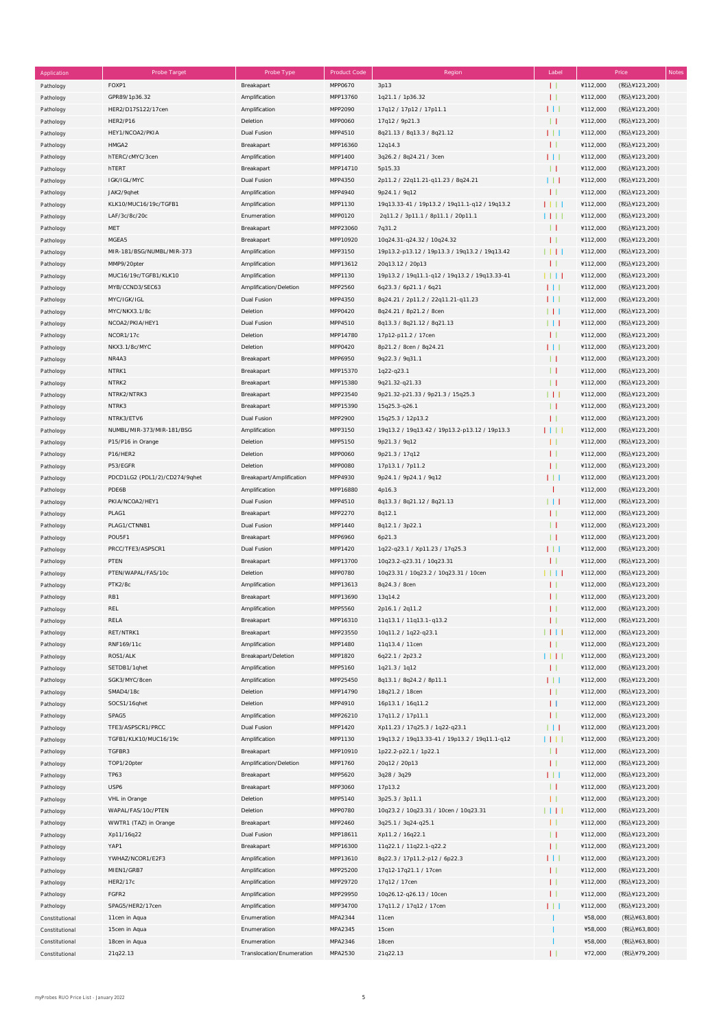| Application | Probe Target | Probe Type | Product Code | Region | Label | Price | | Notes |
|---|---|---|---|---|---|---|---|---|
| Pathology | FOXP1 | Breakapart | MPP0670 | 3p13 | | ¥112,000 | (税込¥123,200) | |
| Pathology | GPR89/1p36.32 | Amplification | MPP13760 | 1q21.1 / 1p36.32 | | ¥112,000 | (税込¥123,200) | |
| Pathology | HER2/D17S122/17cen | Amplification | MPP2090 | 17q12 / 17p12 / 17p11.1 | | ¥112,000 | (税込¥123,200) | |
| Pathology | HER2/P16 | Deletion | MPP0060 | 17q12 / 9p21.3 | | ¥112,000 | (税込¥123,200) | |
| Pathology | HEY1/NCOA2/PKIA | Dual Fusion | MPP4510 | 8q21.13 / 8q13.3 / 8q21.12 | | ¥112,000 | (税込¥123,200) | |
| Pathology | HMGA2 | Breakapart | MPP16360 | 12q14.3 | | ¥112,000 | (税込¥123,200) | |
| Pathology | hTERC/cMYC/3cen | Amplification | MPP1400 | 3q26.2 / 8q24.21 / 3cen | | ¥112,000 | (税込¥123,200) | |
| Pathology | hTERT | Breakapart | MPP14710 | 5p15.33 | | ¥112,000 | (税込¥123,200) | |
| Pathology | IGK/IGL/MYC | Dual Fusion | MPP4350 | 2p11.2 / 22q11.21-q11.23 / 8q24.21 | | ¥112,000 | (税込¥123,200) | |
| Pathology | JAK2/9qhet | Amplification | MPP4940 | 9p24.1 / 9q12 | | ¥112,000 | (税込¥123,200) | |
| Pathology | KLK10/MUC16/19c/TGFB1 | Amplification | MPP1130 | 19q13.33-41 / 19p13.2 / 19q11.1-q12 / 19q13.2 | | ¥112,000 | (税込¥123,200) | |
| Pathology | LAF/3c/8c/20c | Enumeration | MPP0120 | 2q11.2 / 3p11.1 / 8p11.1 / 20p11.1 | | ¥112,000 | (税込¥123,200) | |
| Pathology | MET | Breakapart | MPP23060 | 7q31.2 | | ¥112,000 | (税込¥123,200) | |
| Pathology | MGEA5 | Breakapart | MPP10920 | 10q24.31-q24.32 / 10q24.32 | | ¥112,000 | (税込¥123,200) | |
| Pathology | MIR-181/BSG/NUMBL/MIR-373 | Amplification | MPP3150 | 19p13.2-p13.12 / 19p13.3 / 19q13.2 / 19q13.42 | | ¥112,000 | (税込¥123,200) | |
| Pathology | MMP9/20pter | Amplification | MPP13612 | 20q13.12 / 20p13 | | ¥112,000 | (税込¥123,200) | |
| Pathology | MUC16/19c/TGFB1/KLK10 | Amplification | MPP1130 | 19p13.2 / 19q11.1-q12 / 19q13.2 / 19q13.33-41 | | ¥112,000 | (税込¥123,200) | |
| Pathology | MYB/CCND3/SEC63 | Amplification/Deletion | MPP2560 | 6q23.3 / 6p21.1 / 6q21 | | ¥112,000 | (税込¥123,200) | |
| Pathology | MYC/IGK/IGL | Dual Fusion | MPP4350 | 8q24.21 / 2p11.2 / 22q11.21-q11.23 | | ¥112,000 | (税込¥123,200) | |
| Pathology | MYC/NKX3.1/8c | Deletion | MPP0420 | 8q24.21 / 8p21.2 / 8cen | | ¥112,000 | (税込¥123,200) | |
| Pathology | NCOA2/PKIA/HEY1 | Dual Fusion | MPP4510 | 8q13.3 / 8q21.12 / 8q21.13 | | ¥112,000 | (税込¥123,200) | |
| Pathology | NCOR1/17c | Deletion | MPP14780 | 17p12-p11.2 / 17cen | | ¥112,000 | (税込¥123,200) | |
| Pathology | NKX3.1/8c/MYC | Deletion | MPP0420 | 8p21.2 / 8cen / 8q24.21 | | ¥112,000 | (税込¥123,200) | |
| Pathology | NR4A3 | Breakapart | MPP6950 | 9q22.3 / 9q31.1 | | ¥112,000 | (税込¥123,200) | |
| Pathology | NTRK1 | Breakapart | MPP15370 | 1q22-q23.1 | | ¥112,000 | (税込¥123,200) | |
| Pathology | NTRK2 | Breakapart | MPP15380 | 9q21.32-q21.33 | | ¥112,000 | (税込¥123,200) | |
| Pathology | NTRK2/NTRK3 | Breakapart | MPP23540 | 9p21.32-p21.33 / 9p21.3 / 15q25.3 | | ¥112,000 | (税込¥123,200) | |
| Pathology | NTRK3 | Breakapart | MPP15390 | 15q25.3-q26.1 | | ¥112,000 | (税込¥123,200) | |
| Pathology | NTRK3/ETV6 | Dual Fusion | MPP2900 | 15q25.3 / 12p13.2 | | ¥112,000 | (税込¥123,200) | |
| Pathology | NUMBL/MIR-373/MIR-181/BSG | Amplification | MPP3150 | 19q13.2 / 19q13.42 / 19p13.2-p13.12 / 19p13.3 | | ¥112,000 | (税込¥123,200) | |
| Pathology | P15/P16 in Orange | Deletion | MPP5150 | 9p21.3 / 9q12 | | ¥112,000 | (税込¥123,200) | |
| Pathology | P16/HER2 | Deletion | MPP0060 | 9p21.3 / 17q12 | | ¥112,000 | (税込¥123,200) | |
| Pathology | P53/EGFR | Deletion | MPP0080 | 17p13.1 / 7p11.2 | | ¥112,000 | (税込¥123,200) | |
| Pathology | PDCD1LG2 (PDL1/2)/CD274/9qhet | Breakapart/Amplification | MPP4930 | 9p24.1 / 9p24.1 / 9q12 | | ¥112,000 | (税込¥123,200) | |
| Pathology | PDE6B | Amplification | MPP16880 | 4p16.3 | | ¥112,000 | (税込¥123,200) | |
| Pathology | PKIA/NCOA2/HEY1 | Dual Fusion | MPP4510 | 8q13.3 / 8q21.12 / 8q21.13 | | ¥112,000 | (税込¥123,200) | |
| Pathology | PLAG1 | Breakapart | MPP2270 | 8q12.1 | | ¥112,000 | (税込¥123,200) | |
| Pathology | PLAG1/CTNNB1 | Dual Fusion | MPP1440 | 8q12.1 / 3p22.1 | | ¥112,000 | (税込¥123,200) | |
| Pathology | POU5F1 | Breakapart | MPP6960 | 6p21.3 | | ¥112,000 | (税込¥123,200) | |
| Pathology | PRCC/TFE3/ASPSCR1 | Dual Fusion | MPP1420 | 1q22-q23.1 / Xp11.23 / 17q25.3 | | ¥112,000 | (税込¥123,200) | |
| Pathology | PTEN | Breakapart | MPP13700 | 10q23.2-q23.31 / 10q23.31 | | ¥112,000 | (税込¥123,200) | |
| Pathology | PTEN/WAPAL/FAS/10c | Deletion | MPP0780 | 10q23.31 / 10q23.2 / 10q23.31 / 10cen | | ¥112,000 | (税込¥123,200) | |
| Pathology | PTK2/8c | Amplification | MPP13613 | 8q24.3 / 8cen | | ¥112,000 | (税込¥123,200) | |
| Pathology | RB1 | Breakapart | MPP13690 | 13q14.2 | | ¥112,000 | (税込¥123,200) | |
| Pathology | REL | Amplification | MPP5560 | 2p16.1 / 2q11.2 | | ¥112,000 | (税込¥123,200) | |
| Pathology | RELA | Breakapart | MPP16310 | 11q13.1 / 11q13.1-q13.2 | | ¥112,000 | (税込¥123,200) | |
| Pathology | RET/NTRK1 | Breakapart | MPP23550 | 10q11.2 / 1q22-q23.1 | | ¥112,000 | (税込¥123,200) | |
| Pathology | RNF169/11c | Amplification | MPP1480 | 11q13.4 / 11cen | | ¥112,000 | (税込¥123,200) | |
| Pathology | ROS1/ALK | Breakapart/Deletion | MPP1820 | 6q22.1 / 2p23.2 | | ¥112,000 | (税込¥123,200) | |
| Pathology | SETDB1/1qhet | Amplification | MPP5160 | 1q21.3 / 1q12 | | ¥112,000 | (税込¥123,200) | |
| Pathology | SGK3/MYC/8cen | Amplification | MPP25450 | 8q13.1 / 8q24.2 / 8p11.1 | | ¥112,000 | (税込¥123,200) | |
| Pathology | SMAD4/18c | Deletion | MPP14790 | 18q21.2 / 18cen | | ¥112,000 | (税込¥123,200) | |
| Pathology | SOCS1/16qhet | Deletion | MPP4910 | 16p13.1 / 16q11.2 | | ¥112,000 | (税込¥123,200) | |
| Pathology | SPAG5 | Amplification | MPP26210 | 17q11.2 / 17p11.1 | | ¥112,000 | (税込¥123,200) | |
| Pathology | TFE3/ASPSCR1/PRCC | Dual Fusion | MPP1420 | Xp11.23 / 17q25.3 / 1q22-q23.1 | | ¥112,000 | (税込¥123,200) | |
| Pathology | TGFB1/KLK10/MUC16/19c | Amplification | MPP1130 | 19q13.2 / 19q13.33-41 / 19p13.2 / 19q11.1-q12 | | ¥112,000 | (税込¥123,200) | |
| Pathology | TGFBR3 | Breakapart | MPP10910 | 1p22.2-p22.1 / 1p22.1 | | ¥112,000 | (税込¥123,200) | |
| Pathology | TOP1/20pter | Amplification/Deletion | MPP1760 | 20q12 / 20p13 | | ¥112,000 | (税込¥123,200) | |
| Pathology | TP63 | Breakapart | MPP5620 | 3q28 / 3q29 | | ¥112,000 | (税込¥123,200) | |
| Pathology | USP6 | Breakapart | MPP3060 | 17p13.2 | | ¥112,000 | (税込¥123,200) | |
| Pathology | VHL in Orange | Deletion | MPP5140 | 3p25.3 / 3p11.1 | | ¥112,000 | (税込¥123,200) | |
| Pathology | WAPAL/FAS/10c/PTEN | Deletion | MPP0780 | 10q23.2 / 10q23.31 / 10cen / 10q23.31 | | ¥112,000 | (税込¥123,200) | |
| Pathology | WWTR1 (TAZ) in Orange | Breakapart | MPP2460 | 3q25.1 / 3q24-q25.1 | | ¥112,000 | (税込¥123,200) | |
| Pathology | Xp11/16q22 | Dual Fusion | MPP18611 | Xp11.2 / 16q22.1 | | ¥112,000 | (税込¥123,200) | |
| Pathology | YAP1 | Breakapart | MPP16300 | 11q22.1 / 11q22.1-q22.2 | | ¥112,000 | (税込¥123,200) | |
| Pathology | YWHAZ/NCOR1/E2F3 | Amplification | MPP13610 | 8q22.3 / 17p11.2-p12 / 6p22.3 | | ¥112,000 | (税込¥123,200) | |
| Pathology | MIEN1/GRB7 | Amplification | MPP25200 | 17q12-17q21.1 / 17cen | | ¥112,000 | (税込¥123,200) | |
| Pathology | HER2/17c | Amplification | MPP29720 | 17q12 / 17cen | | ¥112,000 | (税込¥123,200) | |
| Pathology | FGFR2 | Amplification | MPP29950 | 10q26.12-q26.13 / 10cen | | ¥112,000 | (税込¥123,200) | |
| Pathology | SPAG5/HER2/17cen | Amplification | MPP34700 | 17q11.2 / 17q12 / 17cen | | ¥112,000 | (税込¥123,200) | |
| Constitutional | 11cen in Aqua | Enumeration | MPA2344 | 11cen | | ¥58,000 | (税込¥63,800) | |
| Constitutional | 15cen in Aqua | Enumeration | MPA2345 | 15cen | | ¥58,000 | (税込¥63,800) | |
| Constitutional | 18cen in Aqua | Enumeration | MPA2346 | 18cen | | ¥58,000 | (税込¥63,800) | |
| Constitutional | 21q22.13 | Translocation/Enumeration | MPA2530 | 21q22.13 | | ¥72,000 | (税込¥79,200) | |

myProbes RUO Price List - January 2022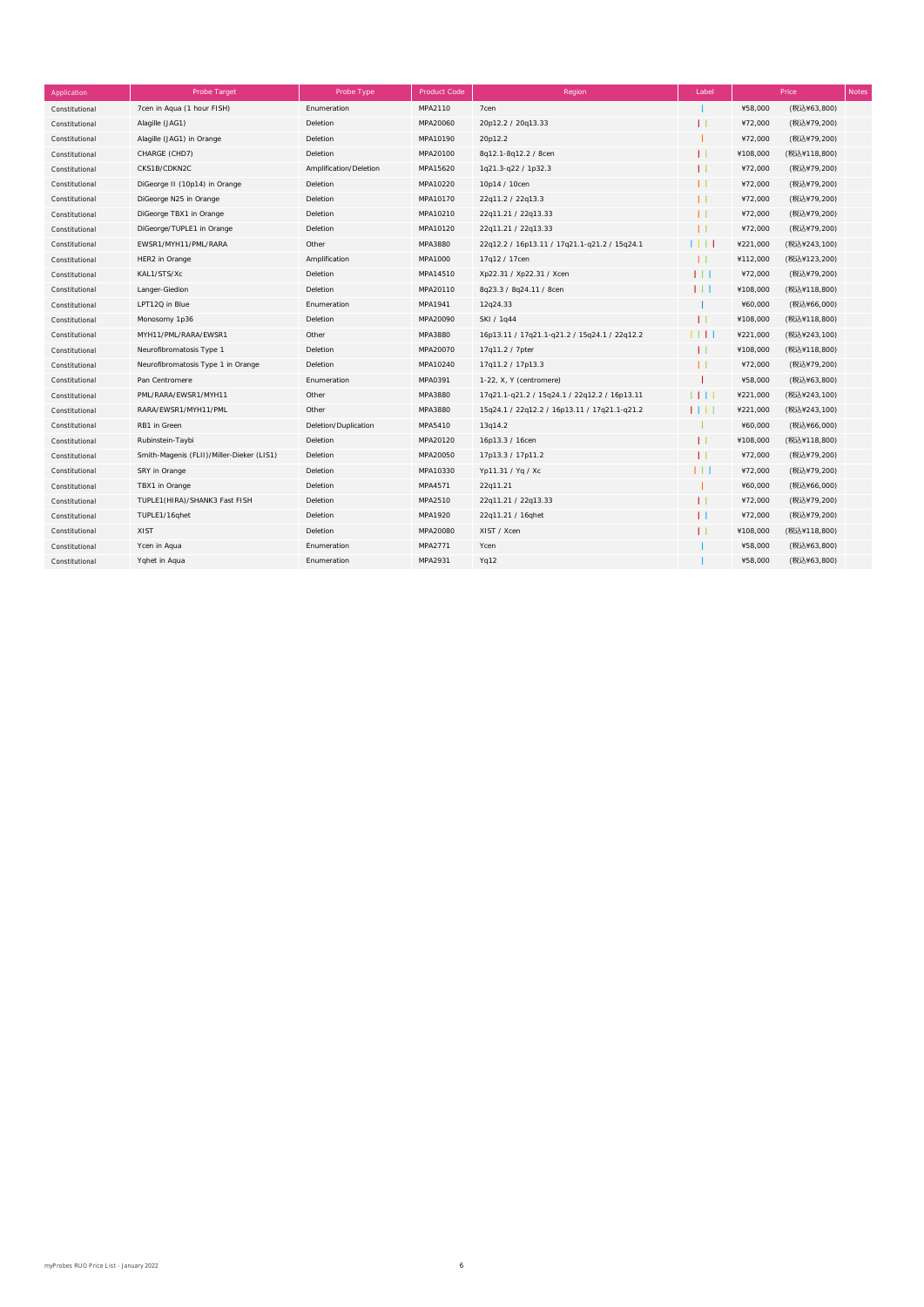| Application | Probe Target | Probe Type | Product Code | Region | Label | Price | | Notes |
|---|---|---|---|---|---|---|---|---|
| Constitutional | 7cen in Aqua (1 hour FISH) | Enumeration | MPA2110 | 7cen | | ¥58,000 | (税込¥63,800) | |
| Constitutional | Alagille (JAG1) | Deletion | MPA20060 | 20p12.2 / 20q13.33 | | ¥72,000 | (税込¥79,200) | |
| Constitutional | Alagille (JAG1) in Orange | Deletion | MPA10190 | 20p12.2 | | ¥72,000 | (税込¥79,200) | |
| Constitutional | CHARGE (CHD7) | Deletion | MPA20100 | 8q12.1-8q12.2 / 8cen | | ¥108,000 | (税込¥118,800) | |
| Constitutional | CKS1B/CDKN2C | Amplification/Deletion | MPA15620 | 1q21.3-q22 / 1p32.3 | | ¥72,000 | (税込¥79,200) | |
| Constitutional | DiGeorge II (10p14) in Orange | Deletion | MPA10220 | 10p14 / 10cen | | ¥72,000 | (税込¥79,200) | |
| Constitutional | DiGeorge N25 in Orange | Deletion | MPA10170 | 22q11.2 / 22q13.3 | | ¥72,000 | (税込¥79,200) | |
| Constitutional | DiGeorge TBX1 in Orange | Deletion | MPA10210 | 22q11.21 / 22q13.33 | | ¥72,000 | (税込¥79,200) | |
| Constitutional | DiGeorge/TUPLE1 in Orange | Deletion | MPA10120 | 22q11.21 / 22q13.33 | | ¥72,000 | (税込¥79,200) | |
| Constitutional | EWSR1/MYH11/PML/RARA | Other | MPA3880 | 22q12.2 / 16p13.11 / 17q21.1-q21.2 / 15q24.1 | | ¥221,000 | (税込¥243,100) | |
| Constitutional | HER2 in Orange | Amplification | MPA1000 | 17q12 / 17cen | | ¥112,000 | (税込¥123,200) | |
| Constitutional | KAL1/STS/Xc | Deletion | MPA14510 | Xp22.31 / Xp22.31 / Xcen | | ¥72,000 | (税込¥79,200) | |
| Constitutional | Langer-Giedion | Deletion | MPA20110 | 8q23.3 / 8q24.11 / 8cen | | ¥108,000 | (税込¥118,800) | |
| Constitutional | LPT12Q in Blue | Enumeration | MPA1941 | 12q24.33 | | ¥60,000 | (税込¥66,000) | |
| Constitutional | Monosomy 1p36 | Deletion | MPA20090 | SKI / 1q44 | | ¥108,000 | (税込¥118,800) | |
| Constitutional | MYH11/PML/RARA/EWSR1 | Other | MPA3880 | 16p13.11 / 17q21.1-q21.2 / 15q24.1 / 22q12.2 | | ¥221,000 | (税込¥243,100) | |
| Constitutional | Neurofibromatosis Type 1 | Deletion | MPA20070 | 17q11.2 / 7pter | | ¥108,000 | (税込¥118,800) | |
| Constitutional | Neurofibromatosis Type 1 in Orange | Deletion | MPA10240 | 17q11.2 / 17p13.3 | | ¥72,000 | (税込¥79,200) | |
| Constitutional | Pan Centromere | Enumeration | MPA0391 | 1-22, X, Y (centromere) | | ¥58,000 | (税込¥63,800) | |
| Constitutional | PML/RARA/EWSR1/MYH11 | Other | MPA3880 | 17q21.1-q21.2 / 15q24.1 / 22q12.2 / 16p13.11 | | ¥221,000 | (税込¥243,100) | |
| Constitutional | RARA/EWSR1/MYH11/PML | Other | MPA3880 | 15q24.1 / 22q12.2 / 16p13.11 / 17q21.1-q21.2 | | ¥221,000 | (税込¥243,100) | |
| Constitutional | RB1 in Green | Deletion/Duplication | MPA5410 | 13q14.2 | | ¥60,000 | (税込¥66,000) | |
| Constitutional | Rubinstein-Taybi | Deletion | MPA20120 | 16p13.3 / 16cen | | ¥108,000 | (税込¥118,800) | |
| Constitutional | Smith-Magenis (FLII)/Miller-Dieker (LIS1) | Deletion | MPA20050 | 17p13.3 / 17p11.2 | | ¥72,000 | (税込¥79,200) | |
| Constitutional | SRY in Orange | Deletion | MPA10330 | Yp11.31 / Yq / Xc | | ¥72,000 | (税込¥79,200) | |
| Constitutional | TBX1 in Orange | Deletion | MPA4571 | 22q11.21 | | ¥60,000 | (税込¥66,000) | |
| Constitutional | TUPLE1(HIRA)/SHANK3 Fast FISH | Deletion | MPA2510 | 22q11.21 / 22q13.33 | | ¥72,000 | (税込¥79,200) | |
| Constitutional | TUPLE1/16qhet | Deletion | MPA1920 | 22q11.21 / 16qhet | | ¥72,000 | (税込¥79,200) | |
| Constitutional | XIST | Deletion | MPA20080 | XIST / Xcen | | ¥108,000 | (税込¥118,800) | |
| Constitutional | Ycen in Aqua | Enumeration | MPA2771 | Ycen | | ¥58,000 | (税込¥63,800) | |
| Constitutional | Yqhet in Aqua | Enumeration | MPA2931 | Yq12 | | ¥58,000 | (税込¥63,800) | |